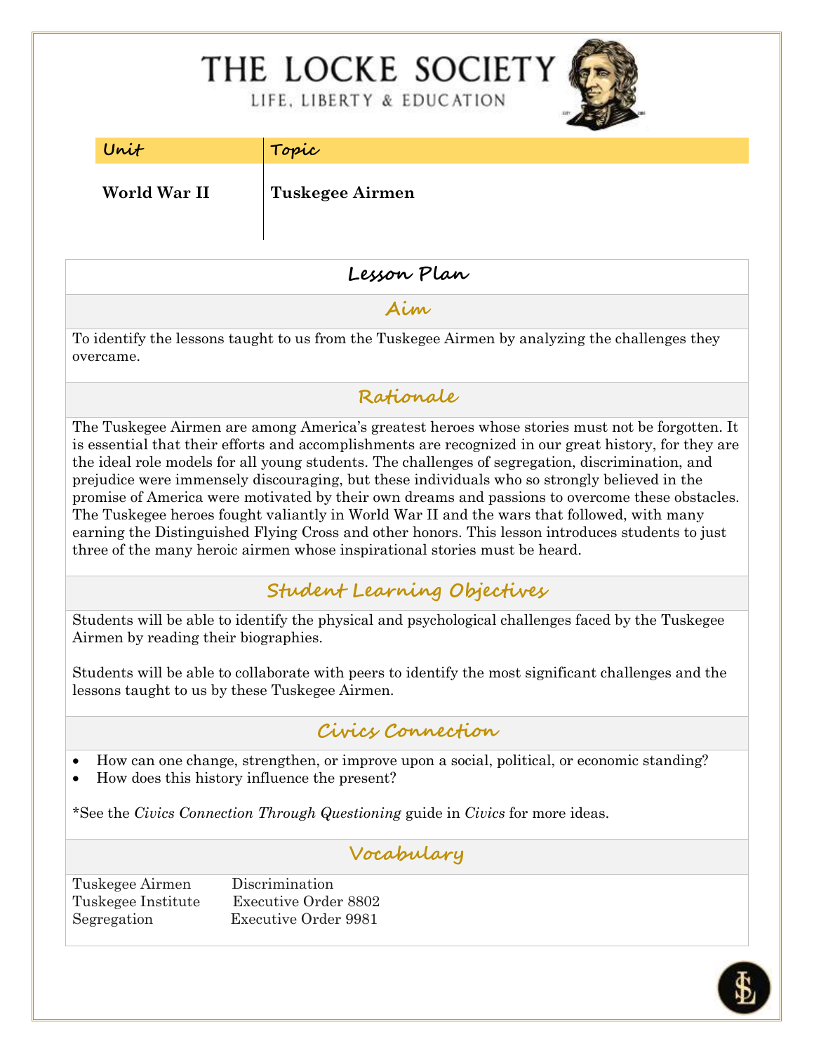# THE LOCKE SOCIETY

LIFE, LIBERTY & EDUCATION

| Unit | Topic |
| --- | --- |
| **World War II** | **Tuskegee Airmen** |

## Lesson Plan

### Aim

To identify the lessons taught to us from the Tuskegee Airmen by analyzing the challenges they overcame.

### Rationale

The Tuskegee Airmen are among America's greatest heroes whose stories must not be forgotten. It is essential that their efforts and accomplishments are recognized in our great history, for they are the ideal role models for all young students. The challenges of segregation, discrimination, and prejudice were immensely discouraging, but these individuals who so strongly believed in the promise of America were motivated by their own dreams and passions to overcome these obstacles. The Tuskegee heroes fought valiantly in World War II and the wars that followed, with many earning the Distinguished Flying Cross and other honors. This lesson introduces students to just three of the many heroic airmen whose inspirational stories must be heard.

### Student Learning Objectives

Students will be able to identify the physical and psychological challenges faced by the Tuskegee Airmen by reading their biographies.

Students will be able to collaborate with peers to identify the most significant challenges and the lessons taught to us by these Tuskegee Airmen.

### Civics Connection

- How can one change, strengthen, or improve upon a social, political, or economic standing?
- How does this history influence the present?

*See the *Civics Connection Through Questioning* guide in *Civics* for more ideas.

### Vocabulary

| | |
| --- | --- |
| Tuskegee Airmen | Discrimination |
| Tuskegee Institute | Executive Order 8802 |
| Segregation | Executive Order 9981 |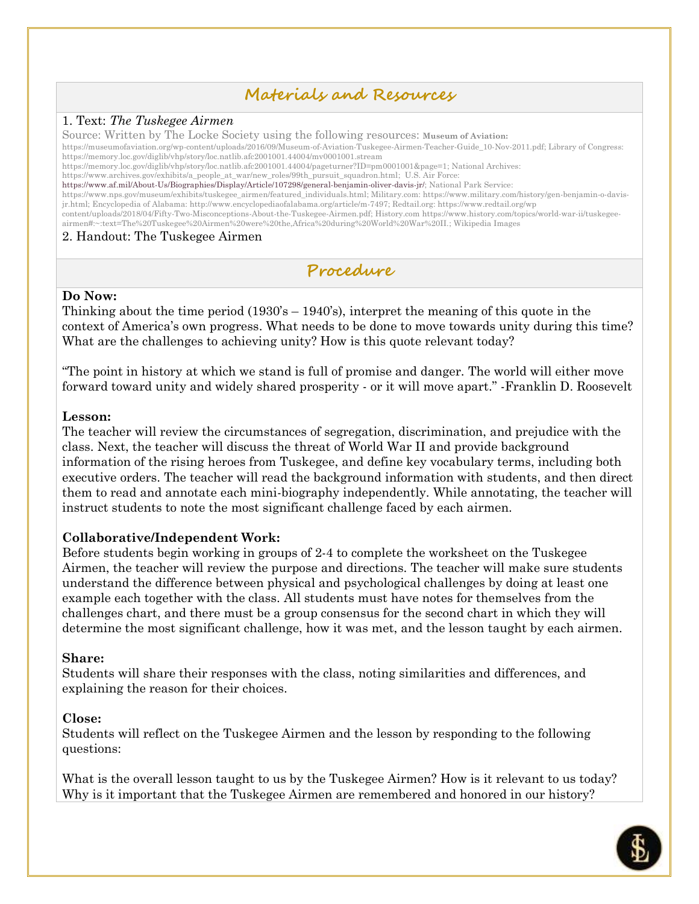## Materials and Resources

1. Text: *The Tuskegee Airmen*

Source: Written by The Locke Society using the following resources: **Museum of Aviation:** https://museumofaviation.org/wp-content/uploads/2016/09/Museum-of-Aviation-Tuskegee-Airmen-Teacher-Guide_10-Nov-2011.pdf; Library of Congress: https://memory.loc.gov/diglib/vhp/story/loc.natlib.afc2001001.44004/mv0001001.stream https://memory.loc.gov/diglib/vhp/story/loc.natlib.afc2001001.44004/pageturner?ID=pm0001001&page=1; National Archives: https://www.archives.gov/exhibits/a_people_at_war/new_roles/99th_pursuit_squadron.html; U.S. Air Force: https://www.af.mil/About-Us/Biographies/Display/Article/107298/general-benjamin-oliver-davis-jr/; National Park Service: https://www.nps.gov/museum/exhibits/tuskegee_airmen/featured_individuals.html; Military.com: https://www.military.com/history/gen-benjamin-o-davis-jr.html; Encyclopedia of Alabama: http://www.encyclopediaofalabama.org/article/m-7497; Redtail.org: https://www.redtail.org/wp content/uploads/2018/04/Fifty-Two-Misconceptions-About-the-Tuskegee-Airmen.pdf; History.com https://www.history.com/topics/world-war-ii/tuskegee-airmen#:~:text=The%20Tuskegee%20Airmen%20were%20the,Africa%20during%20World%20War%20II.; Wikipedia Images

2. Handout: The Tuskegee Airmen

## Procedure

**Do Now:**
Thinking about the time period (1930's – 1940's), interpret the meaning of this quote in the context of America's own progress. What needs to be done to move towards unity during this time? What are the challenges to achieving unity? How is this quote relevant today?

"The point in history at which we stand is full of promise and danger. The world will either move forward toward unity and widely shared prosperity - or it will move apart." -Franklin D. Roosevelt

**Lesson:**
The teacher will review the circumstances of segregation, discrimination, and prejudice with the class. Next, the teacher will discuss the threat of World War II and provide background information of the rising heroes from Tuskegee, and define key vocabulary terms, including both executive orders. The teacher will read the background information with students, and then direct them to read and annotate each mini-biography independently. While annotating, the teacher will instruct students to note the most significant challenge faced by each airmen.

**Collaborative/Independent Work:**
Before students begin working in groups of 2-4 to complete the worksheet on the Tuskegee Airmen, the teacher will review the purpose and directions. The teacher will make sure students understand the difference between physical and psychological challenges by doing at least one example each together with the class. All students must have notes for themselves from the challenges chart, and there must be a group consensus for the second chart in which they will determine the most significant challenge, how it was met, and the lesson taught by each airmen.

**Share:**
Students will share their responses with the class, noting similarities and differences, and explaining the reason for their choices.

**Close:**
Students will reflect on the Tuskegee Airmen and the lesson by responding to the following questions:

What is the overall lesson taught to us by the Tuskegee Airmen? How is it relevant to us today? Why is it important that the Tuskegee Airmen are remembered and honored in our history?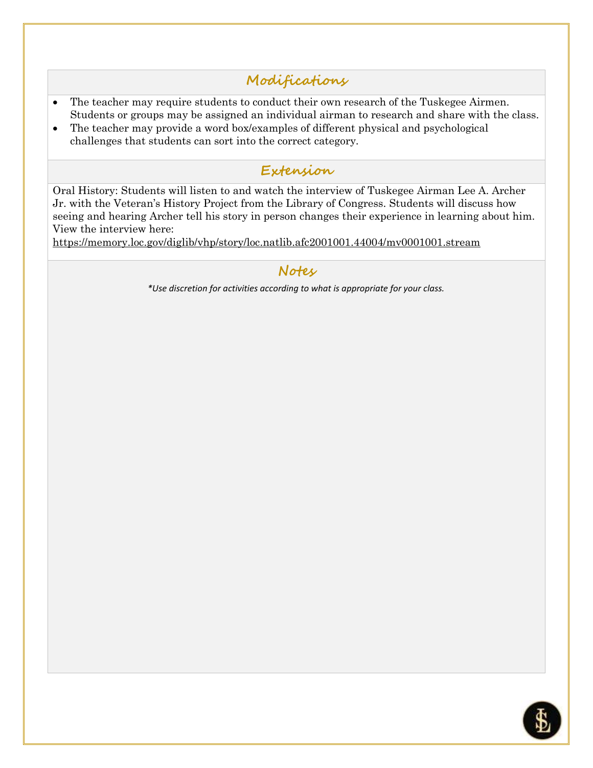## Modifications

- The teacher may require students to conduct their own research of the Tuskegee Airmen. Students or groups may be assigned an individual airman to research and share with the class.
- The teacher may provide a word box/examples of different physical and psychological challenges that students can sort into the correct category.

## Extension

Oral History: Students will listen to and watch the interview of Tuskegee Airman Lee A. Archer Jr. with the Veteran's History Project from the Library of Congress. Students will discuss how seeing and hearing Archer tell his story in person changes their experience in learning about him. View the interview here:
https://memory.loc.gov/diglib/vhp/story/loc.natlib.afc2001001.44004/mv0001001.stream

## Notes

*\*Use discretion for activities according to what is appropriate for your class.*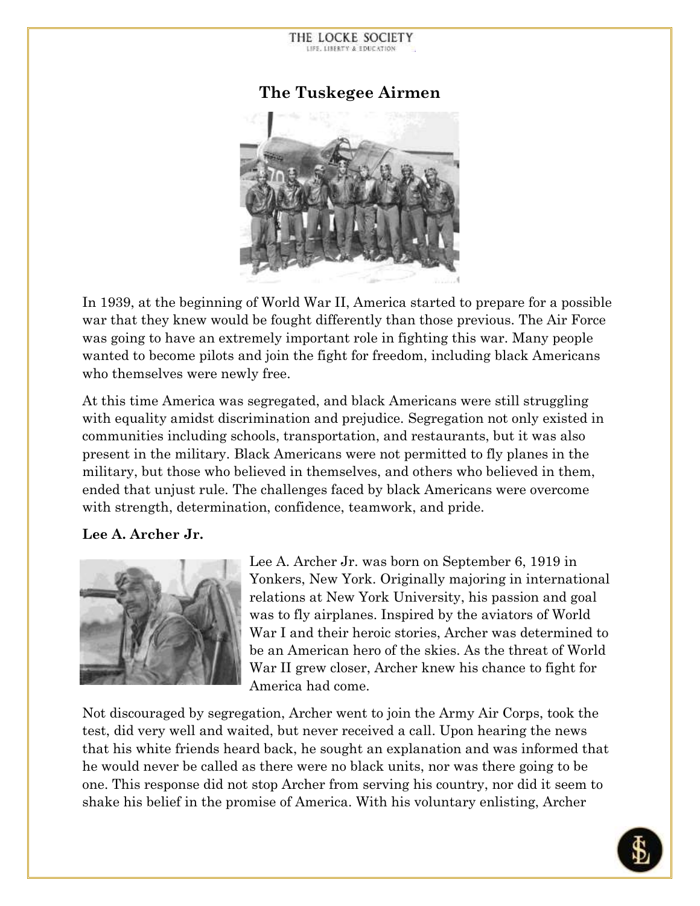# The Tuskegee Airmen

In 1939, at the beginning of World War II, America started to prepare for a possible war that they knew would be fought differently than those previous. The Air Force was going to have an extremely important role in fighting this war. Many people wanted to become pilots and join the fight for freedom, including black Americans who themselves were newly free.

At this time America was segregated, and black Americans were still struggling with equality amidst discrimination and prejudice. Segregation not only existed in communities including schools, transportation, and restaurants, but it was also present in the military. Black Americans were not permitted to fly planes in the military, but those who believed in themselves, and others who believed in them, ended that unjust rule. The challenges faced by black Americans were overcome with strength, determination, confidence, teamwork, and pride.

**Lee A. Archer Jr.**

Lee A. Archer Jr. was born on September 6, 1919 in Yonkers, New York. Originally majoring in international relations at New York University, his passion and goal was to fly airplanes. Inspired by the aviators of World War I and their heroic stories, Archer was determined to be an American hero of the skies. As the threat of World War II grew closer, Archer knew his chance to fight for America had come.

Not discouraged by segregation, Archer went to join the Army Air Corps, took the test, did very well and waited, but never received a call. Upon hearing the news that his white friends heard back, he sought an explanation and was informed that he would never be called as there were no black units, nor was there going to be one. This response did not stop Archer from serving his country, nor did it seem to shake his belief in the promise of America. With his voluntary enlisting, Archer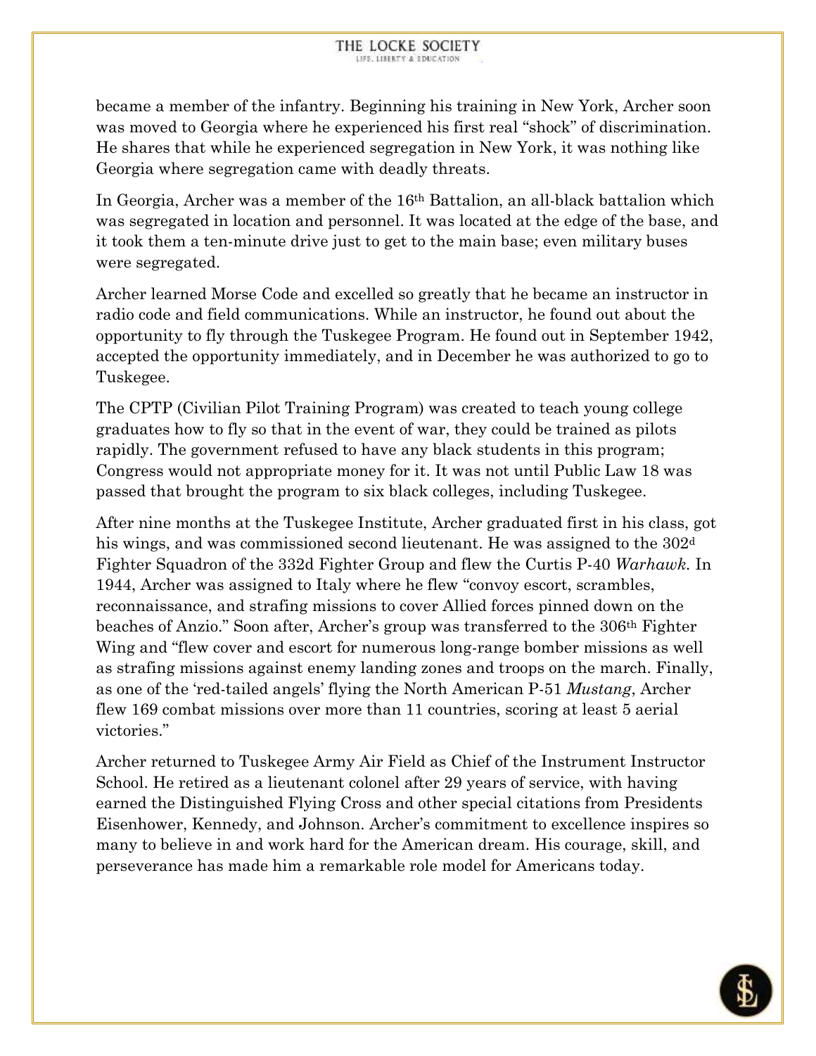became a member of the infantry. Beginning his training in New York, Archer soon was moved to Georgia where he experienced his first real "shock" of discrimination. He shares that while he experienced segregation in New York, it was nothing like Georgia where segregation came with deadly threats.

In Georgia, Archer was a member of the 16th Battalion, an all-black battalion which was segregated in location and personnel. It was located at the edge of the base, and it took them a ten-minute drive just to get to the main base; even military buses were segregated.

Archer learned Morse Code and excelled so greatly that he became an instructor in radio code and field communications. While an instructor, he found out about the opportunity to fly through the Tuskegee Program. He found out in September 1942, accepted the opportunity immediately, and in December he was authorized to go to Tuskegee.

The CPTP (Civilian Pilot Training Program) was created to teach young college graduates how to fly so that in the event of war, they could be trained as pilots rapidly. The government refused to have any black students in this program; Congress would not appropriate money for it. It was not until Public Law 18 was passed that brought the program to six black colleges, including Tuskegee.

After nine months at the Tuskegee Institute, Archer graduated first in his class, got his wings, and was commissioned second lieutenant. He was assigned to the 302d Fighter Squadron of the 332d Fighter Group and flew the Curtis P-40 *Warhawk*. In 1944, Archer was assigned to Italy where he flew "convoy escort, scrambles, reconnaissance, and strafing missions to cover Allied forces pinned down on the beaches of Anzio." Soon after, Archer's group was transferred to the 306th Fighter Wing and "flew cover and escort for numerous long-range bomber missions as well as strafing missions against enemy landing zones and troops on the march. Finally, as one of the 'red-tailed angels' flying the North American P-51 *Mustang*, Archer flew 169 combat missions over more than 11 countries, scoring at least 5 aerial victories."

Archer returned to Tuskegee Army Air Field as Chief of the Instrument Instructor School. He retired as a lieutenant colonel after 29 years of service, with having earned the Distinguished Flying Cross and other special citations from Presidents Eisenhower, Kennedy, and Johnson. Archer's commitment to excellence inspires so many to believe in and work hard for the American dream. His courage, skill, and perseverance has made him a remarkable role model for Americans today.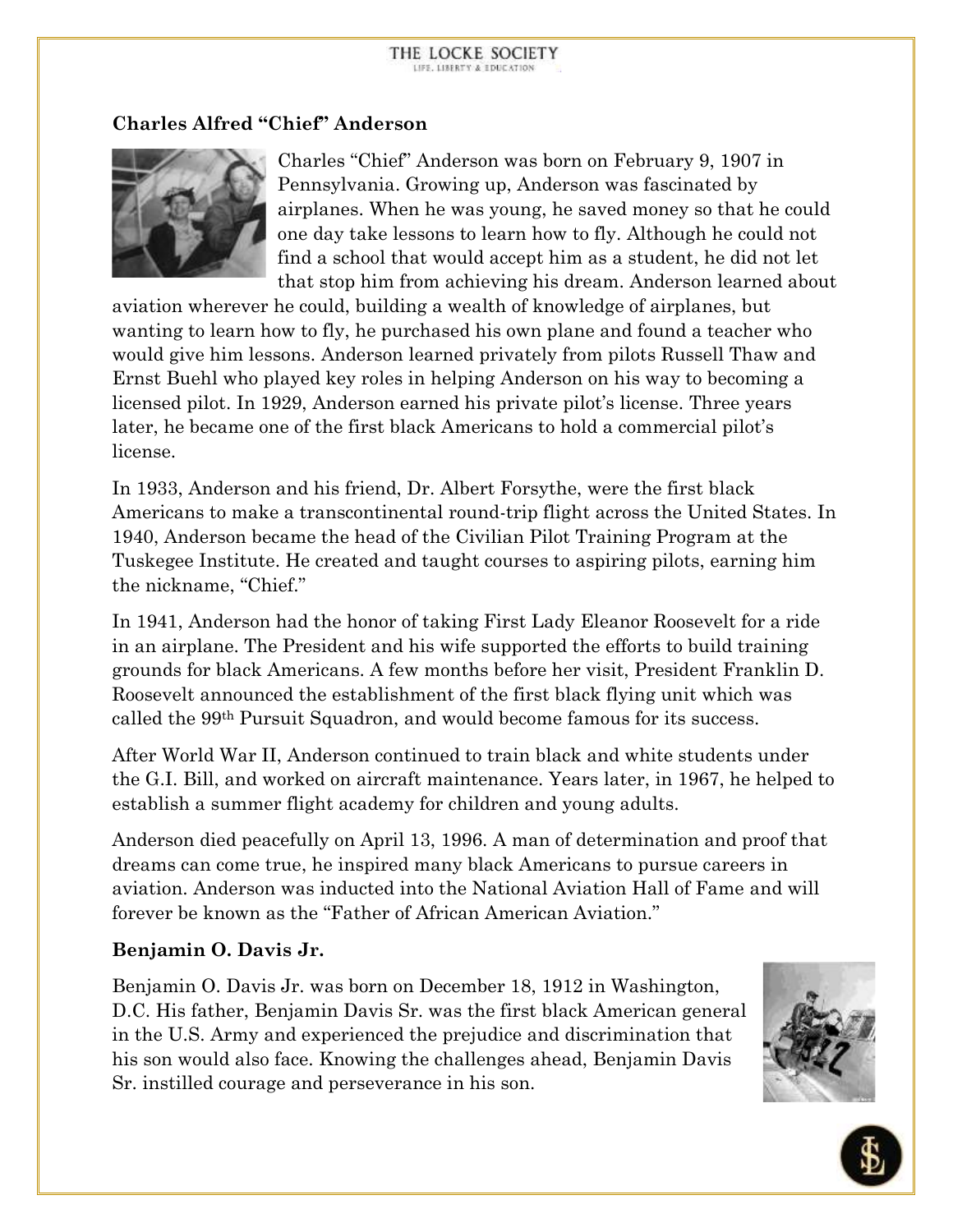**Charles Alfred "Chief" Anderson**

Charles "Chief" Anderson was born on February 9, 1907 in Pennsylvania. Growing up, Anderson was fascinated by airplanes. When he was young, he saved money so that he could one day take lessons to learn how to fly. Although he could not find a school that would accept him as a student, he did not let that stop him from achieving his dream. Anderson learned about aviation wherever he could, building a wealth of knowledge of airplanes, but wanting to learn how to fly, he purchased his own plane and found a teacher who would give him lessons. Anderson learned privately from pilots Russell Thaw and Ernst Buehl who played key roles in helping Anderson on his way to becoming a licensed pilot. In 1929, Anderson earned his private pilot's license. Three years later, he became one of the first black Americans to hold a commercial pilot's license.

In 1933, Anderson and his friend, Dr. Albert Forsythe, were the first black Americans to make a transcontinental round-trip flight across the United States. In 1940, Anderson became the head of the Civilian Pilot Training Program at the Tuskegee Institute. He created and taught courses to aspiring pilots, earning him the nickname, "Chief."

In 1941, Anderson had the honor of taking First Lady Eleanor Roosevelt for a ride in an airplane. The President and his wife supported the efforts to build training grounds for black Americans. A few months before her visit, President Franklin D. Roosevelt announced the establishment of the first black flying unit which was called the 99th Pursuit Squadron, and would become famous for its success.

After World War II, Anderson continued to train black and white students under the G.I. Bill, and worked on aircraft maintenance. Years later, in 1967, he helped to establish a summer flight academy for children and young adults.

Anderson died peacefully on April 13, 1996. A man of determination and proof that dreams can come true, he inspired many black Americans to pursue careers in aviation. Anderson was inducted into the National Aviation Hall of Fame and will forever be known as the "Father of African American Aviation."

**Benjamin O. Davis Jr.**

Benjamin O. Davis Jr. was born on December 18, 1912 in Washington, D.C. His father, Benjamin Davis Sr. was the first black American general in the U.S. Army and experienced the prejudice and discrimination that his son would also face. Knowing the challenges ahead, Benjamin Davis Sr. instilled courage and perseverance in his son.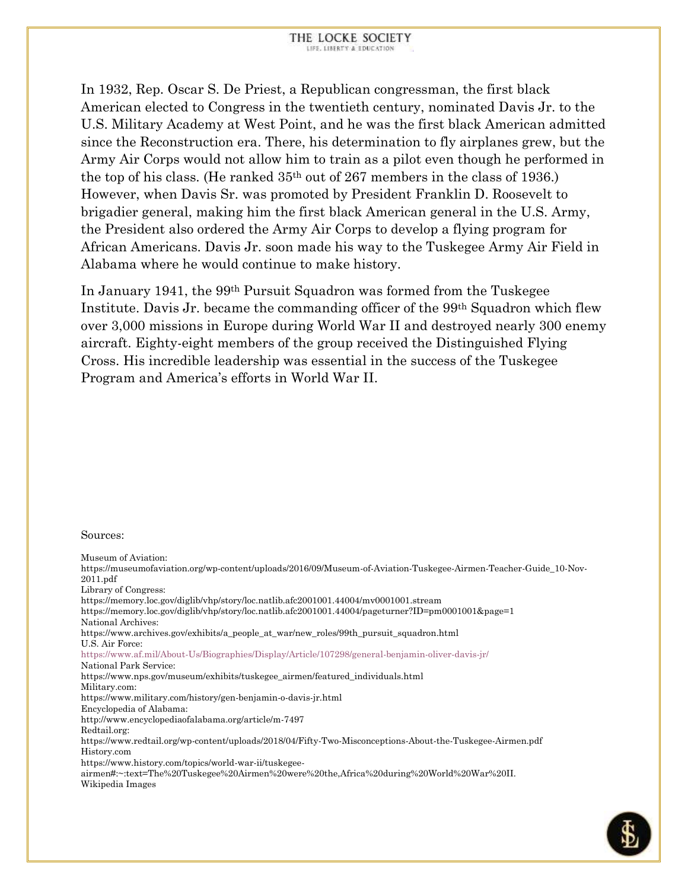In 1932, Rep. Oscar S. De Priest, a Republican congressman, the first black American elected to Congress in the twentieth century, nominated Davis Jr. to the U.S. Military Academy at West Point, and he was the first black American admitted since the Reconstruction era. There, his determination to fly airplanes grew, but the Army Air Corps would not allow him to train as a pilot even though he performed in the top of his class. (He ranked 35th out of 267 members in the class of 1936.) However, when Davis Sr. was promoted by President Franklin D. Roosevelt to brigadier general, making him the first black American general in the U.S. Army, the President also ordered the Army Air Corps to develop a flying program for African Americans. Davis Jr. soon made his way to the Tuskegee Army Air Field in Alabama where he would continue to make history.

In January 1941, the 99th Pursuit Squadron was formed from the Tuskegee Institute. Davis Jr. became the commanding officer of the 99th Squadron which flew over 3,000 missions in Europe during World War II and destroyed nearly 300 enemy aircraft. Eighty-eight members of the group received the Distinguished Flying Cross. His incredible leadership was essential in the success of the Tuskegee Program and America's efforts in World War II.

Sources:

Museum of Aviation:
https://museumofaviation.org/wp-content/uploads/2016/09/Museum-of-Aviation-Tuskegee-Airmen-Teacher-Guide_10-Nov-2011.pdf
Library of Congress:
https://memory.loc.gov/diglib/vhp/story/loc.natlib.afc2001001.44004/mv0001001.stream
https://memory.loc.gov/diglib/vhp/story/loc.natlib.afc2001001.44004/pageturner?ID=pm0001001&page=1
National Archives:
https://www.archives.gov/exhibits/a_people_at_war/new_roles/99th_pursuit_squadron.html
U.S. Air Force:
https://www.af.mil/About-Us/Biographies/Display/Article/107298/general-benjamin-oliver-davis-jr/
National Park Service:
https://www.nps.gov/museum/exhibits/tuskegee_airmen/featured_individuals.html
Military.com:
https://www.military.com/history/gen-benjamin-o-davis-jr.html
Encyclopedia of Alabama:
http://www.encyclopediaofalabama.org/article/m-7497
Redtail.org:
https://www.redtail.org/wp-content/uploads/2018/04/Fifty-Two-Misconceptions-About-the-Tuskegee-Airmen.pdf
History.com
https://www.history.com/topics/world-war-ii/tuskegee-airmen#:~:text=The%20Tuskegee%20Airmen%20were%20the,Africa%20during%20World%20War%20II.
Wikipedia Images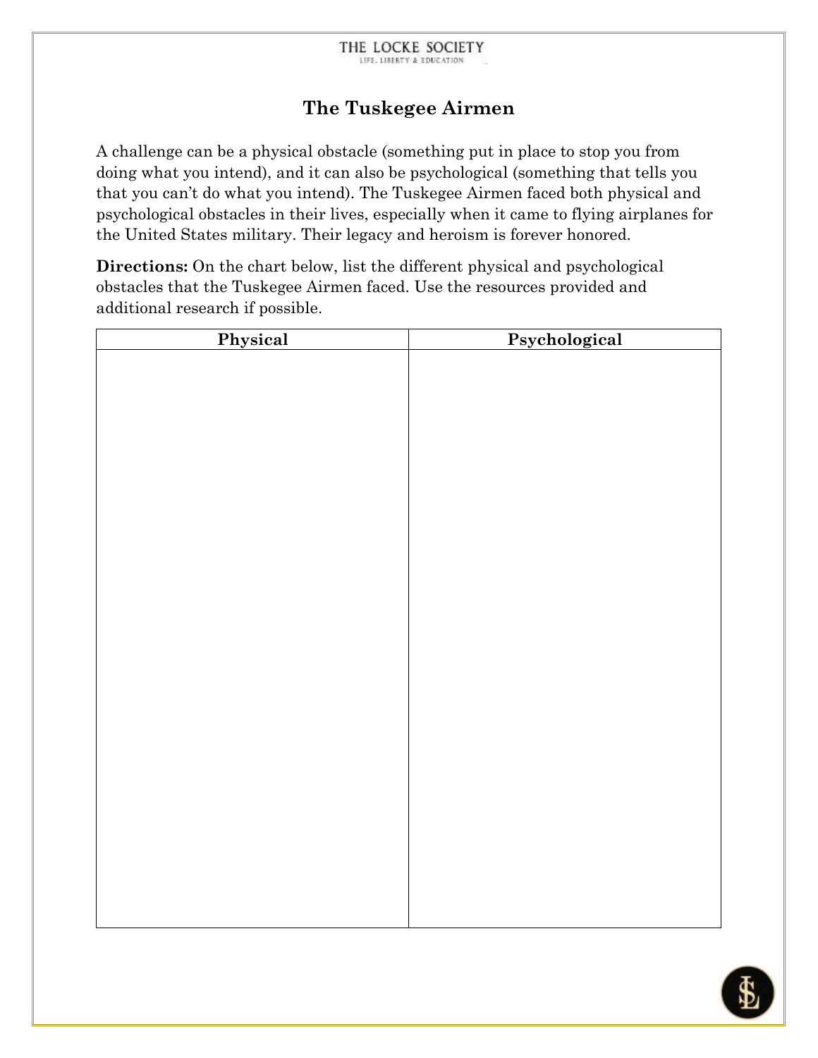# The Tuskegee Airmen

A challenge can be a physical obstacle (something put in place to stop you from doing what you intend), and it can also be psychological (something that tells you that you can't do what you intend). The Tuskegee Airmen faced both physical and psychological obstacles in their lives, especially when it came to flying airplanes for the United States military. Their legacy and heroism is forever honored.

**Directions:** On the chart below, list the different physical and psychological obstacles that the Tuskegee Airmen faced. Use the resources provided and additional research if possible.

| Physical | Psychological |
| --- | --- |
| | |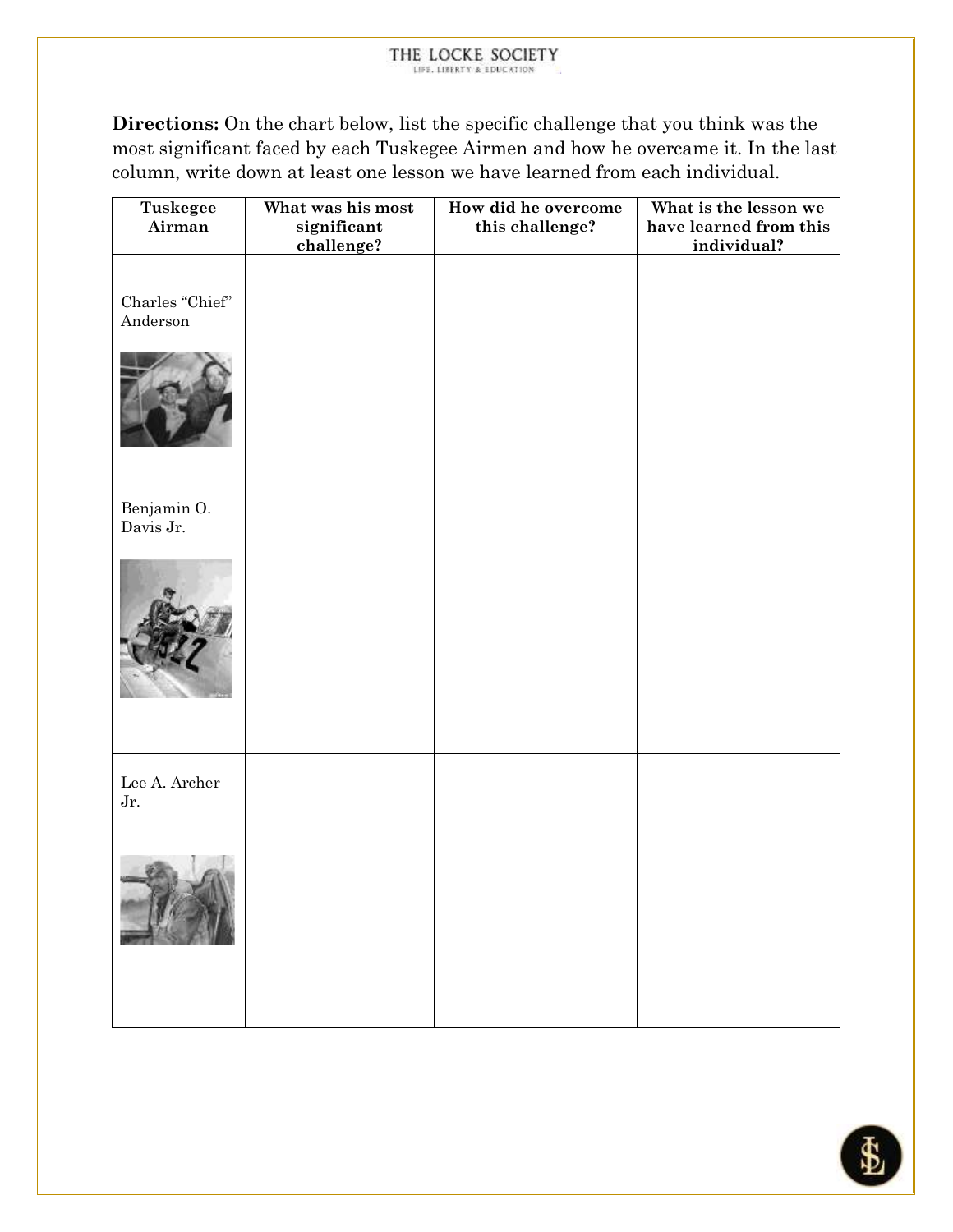**Directions:** On the chart below, list the specific challenge that you think was the most significant faced by each Tuskegee Airmen and how he overcame it. In the last column, write down at least one lesson we have learned from each individual.

| Tuskegee Airman | What was his most significant challenge? | How did he overcome this challenge? | What is the lesson we have learned from this individual? |
|---|---|---|---|
| Charles "Chief" Anderson | | | |
| Benjamin O. Davis Jr. | | | |
| Lee A. Archer Jr. | | | |